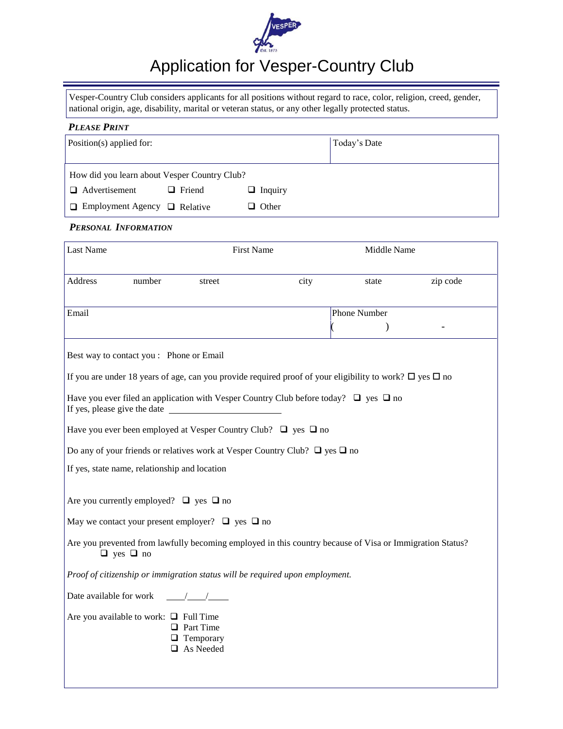# Application for Vesper-Country Club

Vesper-Country Club considers applicants for all positions without regard to race, color, religion, creed, gender, national origin, age, disability, marital or veteran status, or any other legally protected status.

***PLEASE PRINT***

| Position(s) applied for: | Today's Date |
|---|---|
| | |

How did you learn about Vesper Country Club?

- ❑ Advertisement
- ❑ Friend
- ❑ Inquiry
- ❑ Employment Agency
- ❑ Relative
- ❑ Other

***PERSONAL INFORMATION***

| Last Name | First Name | Middle Name |
|---|---|---|
| | | |

| Address | number | street | city | state | zip code |
|---|---|---|---|---|---|
| | | | | | |

| Email | Phone Number |
|---|---|
| | (&nbsp;&nbsp;&nbsp;&nbsp;) &nbsp;&nbsp;&nbsp;&nbsp; - |

Best way to contact you : Phone or Email

If you are under 18 years of age, can you provide required proof of your eligibility to work? ☐ yes ☐ no

Have you ever filed an application with Vesper Country Club before today? ❑ yes ❑ no
If yes, please give the date ________________________

Have you ever been employed at Vesper Country Club? ❑ yes ❑ no

Do any of your friends or relatives work at Vesper Country Club? ❑ yes ❑ no

If yes, state name, relationship and location

Are you currently employed? ❑ yes ❑ no

May we contact your present employer? ❑ yes ❑ no

Are you prevented from lawfully becoming employed in this country because of Visa or Immigration Status?
❑ yes ❑ no

*Proof of citizenship or immigration status will be required upon employment.*

Date available for work ____/____/____

Are you available to work:
- ❑ Full Time
- ❑ Part Time
- ❑ Temporary
- ❑ As Needed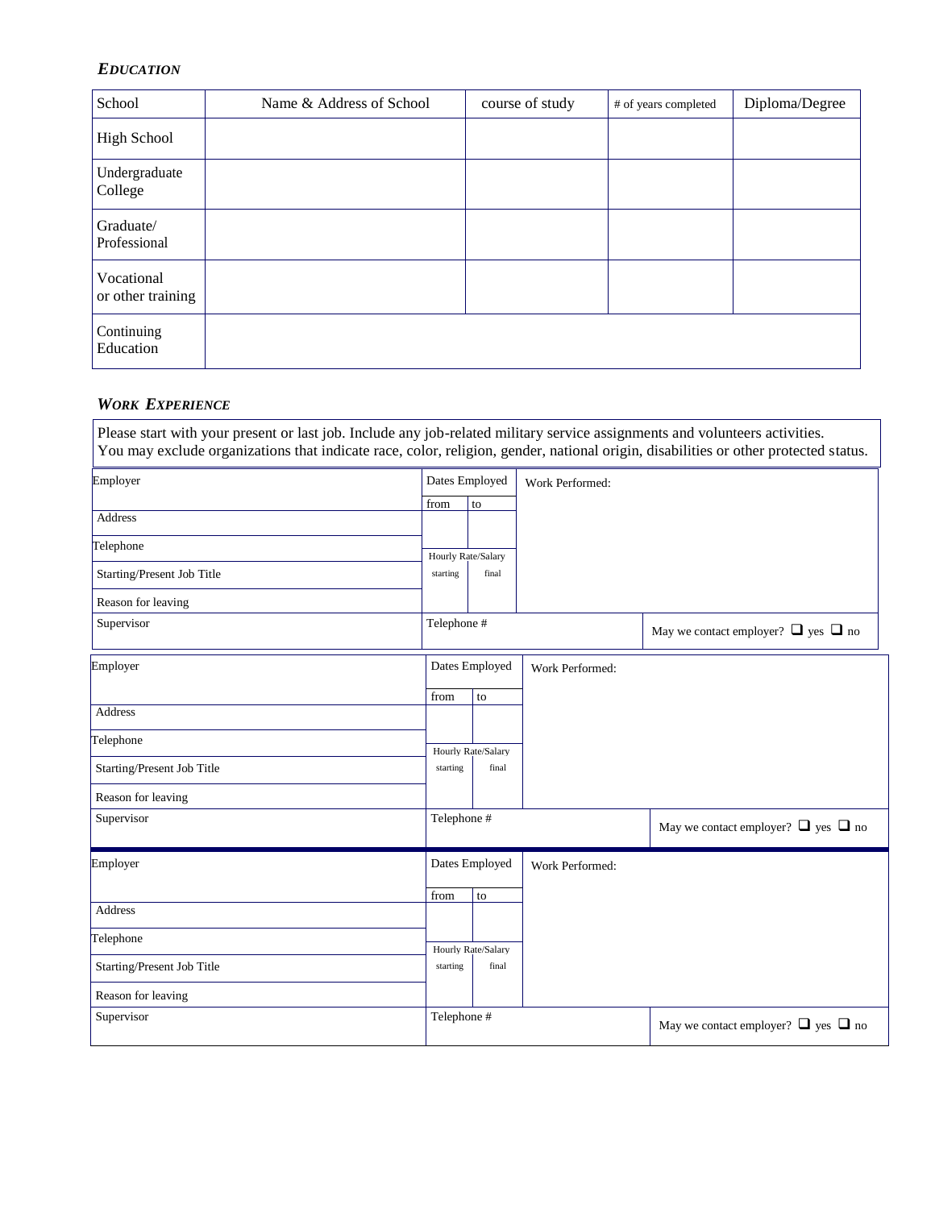### *EDUCATION*

| School | Name & Address of School | course of study | # of years completed | Diploma/Degree |
|---|---|---|---|---|
| High School | | | | |
| Undergraduate College | | | | |
| Graduate/ Professional | | | | |
| Vocational or other training | | | | |
| Continuing Education | | | | |

### *WORK EXPERIENCE*

Please start with your present or last job. Include any job-related military service assignments and volunteers activities.
You may exclude organizations that indicate race, color, religion, gender, national origin, disabilities or other protected status.

| Employer | Dates Employed | | Work Performed: |
|---|---|---|---|
| | from | to | |
| Address | | | |
| Telephone | Hourly Rate/Salary | | |
| Starting/Present Job Title | starting | final | |
| Reason for leaving | | | |
| Supervisor | Telephone # | | May we contact employer? ❑ yes ❑ no |

| Employer | Dates Employed | | Work Performed: |
|---|---|---|---|
| | from | to | |
| Address | | | |
| Telephone | Hourly Rate/Salary | | |
| Starting/Present Job Title | starting | final | |
| Reason for leaving | | | |
| Supervisor | Telephone # | | May we contact employer? ❑ yes ❑ no |

| Employer | Dates Employed | | Work Performed: |
|---|---|---|---|
| | from | to | |
| Address | | | |
| Telephone | Hourly Rate/Salary | | |
| Starting/Present Job Title | starting | final | |
| Reason for leaving | | | |
| Supervisor | Telephone # | | May we contact employer? ❑ yes ❑ no |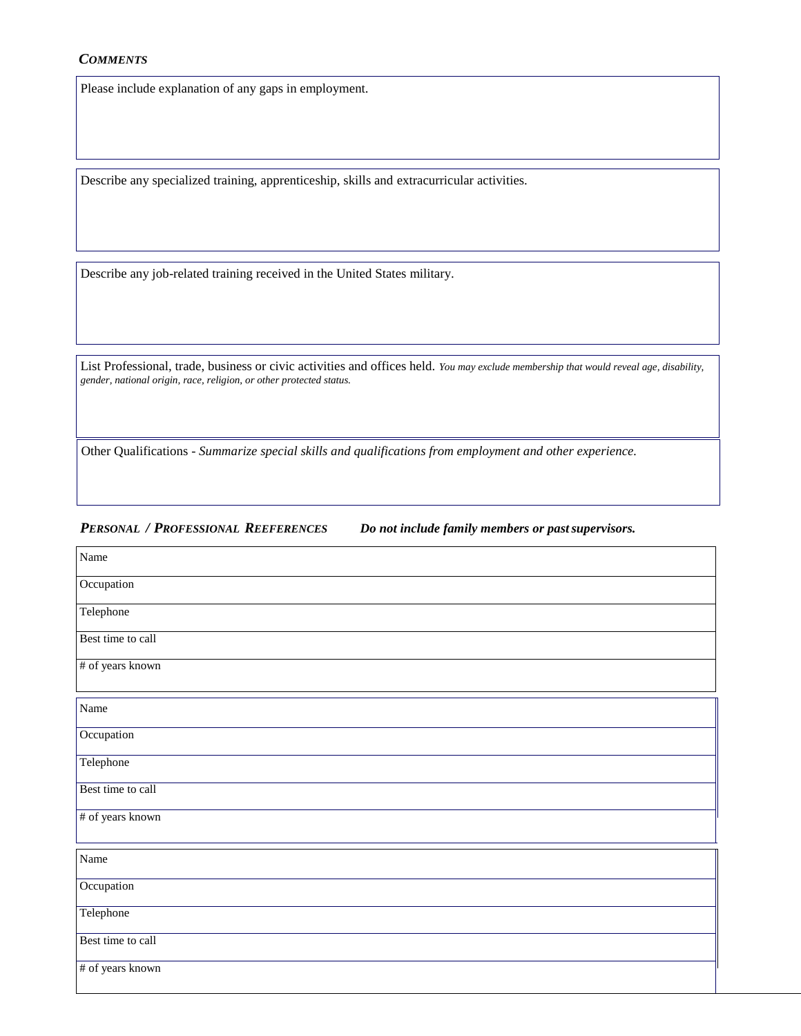### *COMMENTS*

Please include explanation of any gaps in employment.

Describe any specialized training, apprenticeship, skills and extracurricular activities.

Describe any job-related training received in the United States military.

List Professional, trade, business or civic activities and offices held. *You may exclude membership that would reveal age, disability, gender, national origin, race, religion, or other protected status.*

Other Qualifications - *Summarize special skills and qualifications from employment and other experience.*

### *PERSONAL / PROFESSIONAL REEFERENCES* ***Do not include family members or past supervisors.***

| Name |
|---|
| Occupation |
| Telephone |
| Best time to call |
| # of years known |

| Name |
|---|
| Occupation |
| Telephone |
| Best time to call |
| # of years known |

| Name |
|---|
| Occupation |
| Telephone |
| Best time to call |
| # of years known |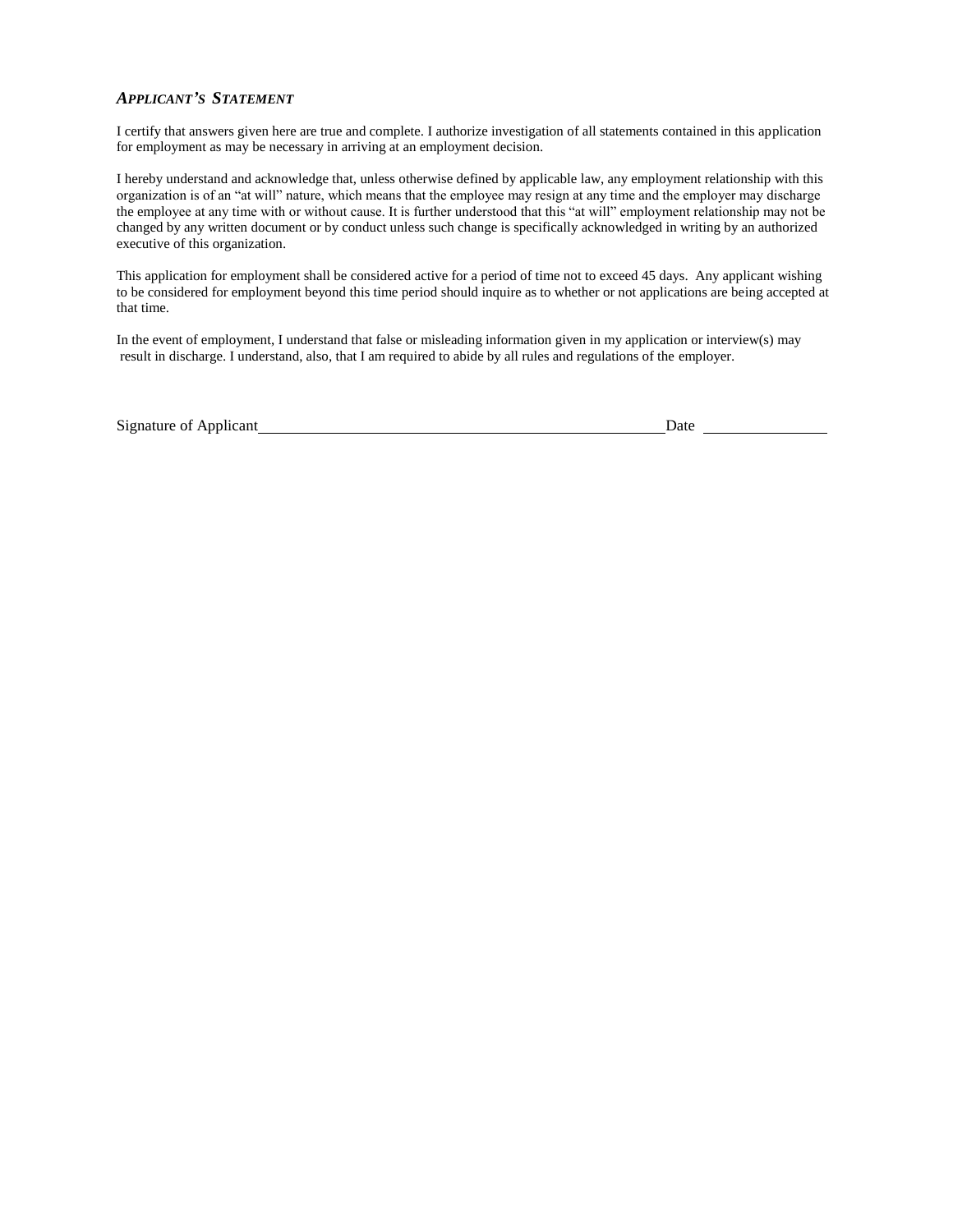### *APPLICANT'S STATEMENT*

I certify that answers given here are true and complete. I authorize investigation of all statements contained in this application for employment as may be necessary in arriving at an employment decision.

I hereby understand and acknowledge that, unless otherwise defined by applicable law, any employment relationship with this organization is of an "at will" nature, which means that the employee may resign at any time and the employer may discharge the employee at any time with or without cause. It is further understood that this "at will" employment relationship may not be changed by any written document or by conduct unless such change is specifically acknowledged in writing by an authorized executive of this organization.

This application for employment shall be considered active for a period of time not to exceed 45 days. Any applicant wishing to be considered for employment beyond this time period should inquire as to whether or not applications are being accepted at that time.

In the event of employment, I understand that false or misleading information given in my application or interview(s) may result in discharge. I understand, also, that I am required to abide by all rules and regulations of the employer.

Signature of Applicant\_\_\_\_\_\_\_\_\_\_\_\_\_\_\_\_\_\_\_\_\_\_\_\_\_\_\_\_\_\_\_\_\_\_\_\_\_\_\_\_ Date \_\_\_\_\_\_\_\_\_\_\_\_\_\_